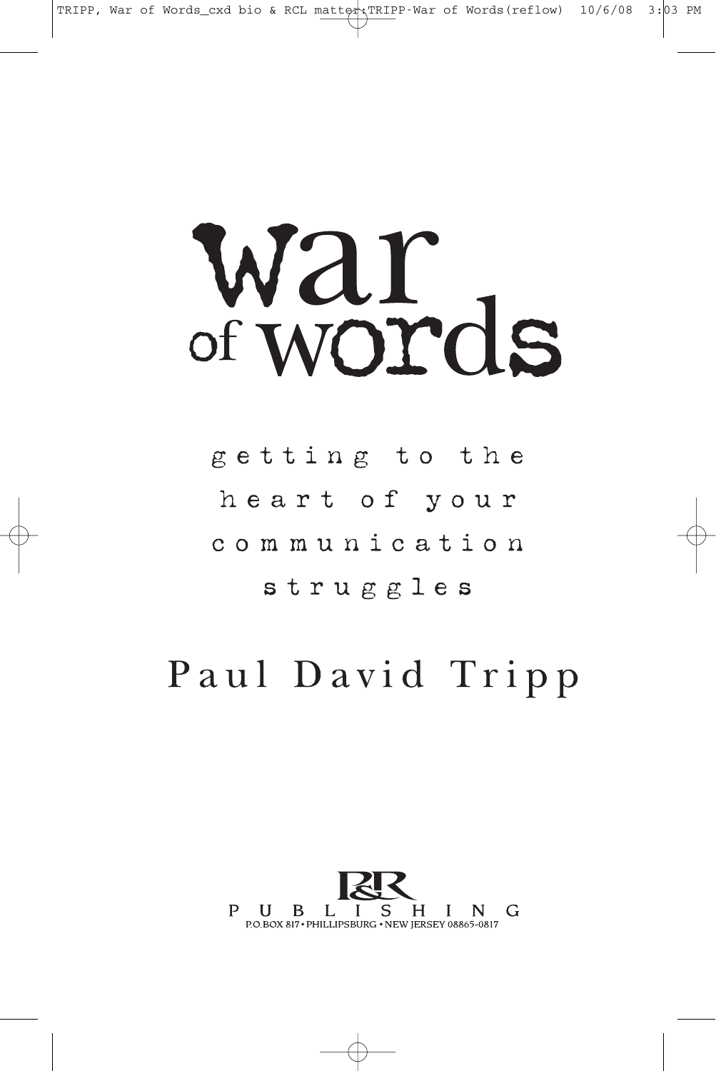# War of Words

getting to the heart of your communication struggles

Paul David Tripp

P&R PUBLISHING
P.O.BOX 817 • PHILLIPSBURG • NEW JERSEY 08865-0817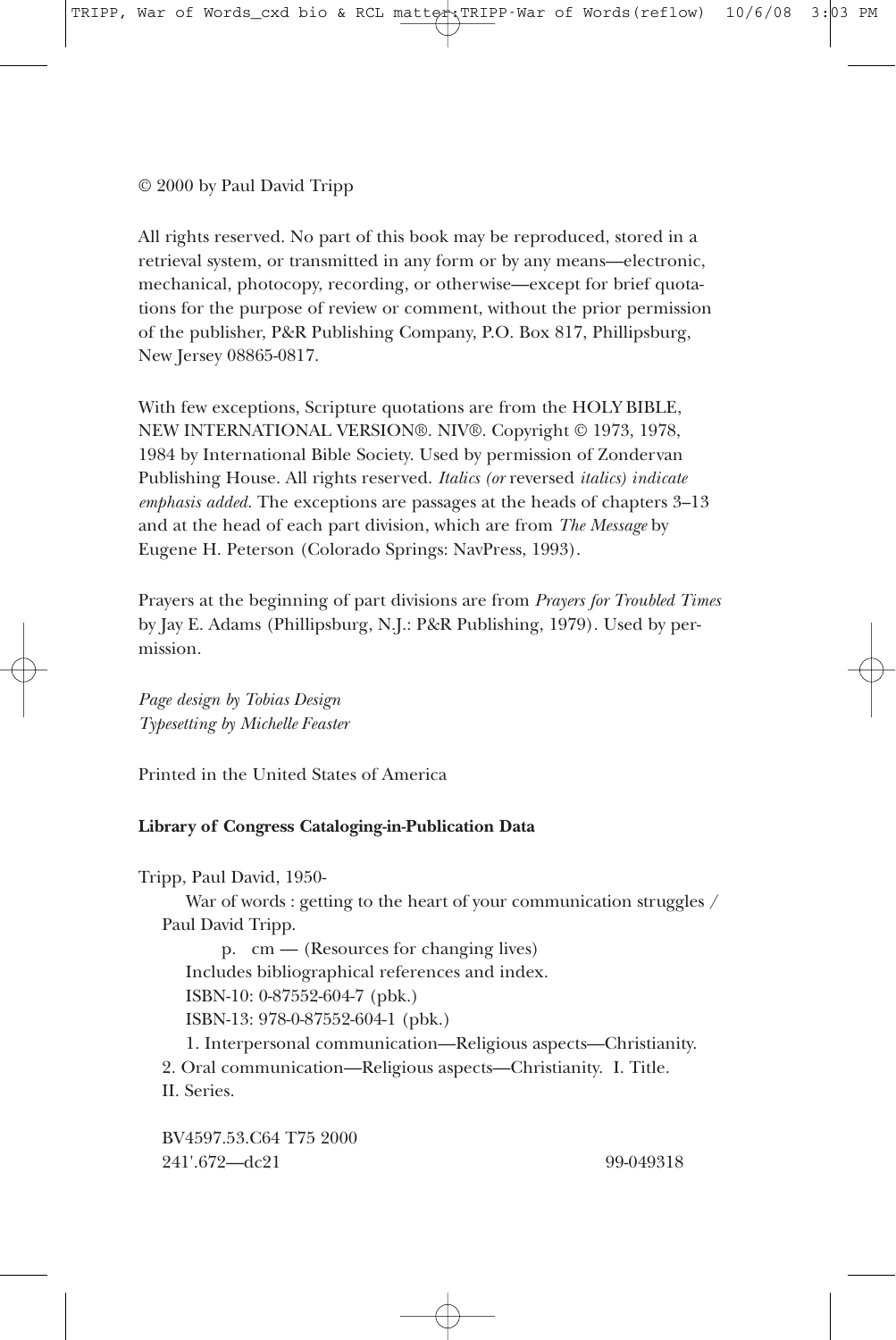© 2000 by Paul David Tripp

All rights reserved. No part of this book may be reproduced, stored in a retrieval system, or transmitted in any form or by any means—electronic, mechanical, photocopy, recording, or otherwise—except for brief quotations for the purpose of review or comment, without the prior permission of the publisher, P&R Publishing Company, P.O. Box 817, Phillipsburg, New Jersey 08865-0817.

With few exceptions, Scripture quotations are from the HOLY BIBLE, NEW INTERNATIONAL VERSION®. NIV®. Copyright © 1973, 1978, 1984 by International Bible Society. Used by permission of Zondervan Publishing House. All rights reserved. *Italics (or* reversed *italics) indicate emphasis added.* The exceptions are passages at the heads of chapters 3–13 and at the head of each part division, which are from *The Message* by Eugene H. Peterson (Colorado Springs: NavPress, 1993).

Prayers at the beginning of part divisions are from *Prayers for Troubled Times* by Jay E. Adams (Phillipsburg, N.J.: P&R Publishing, 1979). Used by permission.

*Page design by Tobias Design*
*Typesetting by Michelle Feaster*

Printed in the United States of America

**Library of Congress Cataloging-in-Publication Data**

Tripp, Paul David, 1950-
War of words : getting to the heart of your communication struggles / Paul David Tripp.
p. cm — (Resources for changing lives)
Includes bibliographical references and index.
ISBN-10: 0-87552-604-7 (pbk.)
ISBN-13: 978-0-87552-604-1 (pbk.)
1. Interpersonal communication—Religious aspects—Christianity. 2. Oral communication—Religious aspects—Christianity. I. Title. II. Series.

BV4597.53.C64 T75 2000
241'.672—dc21 99-049318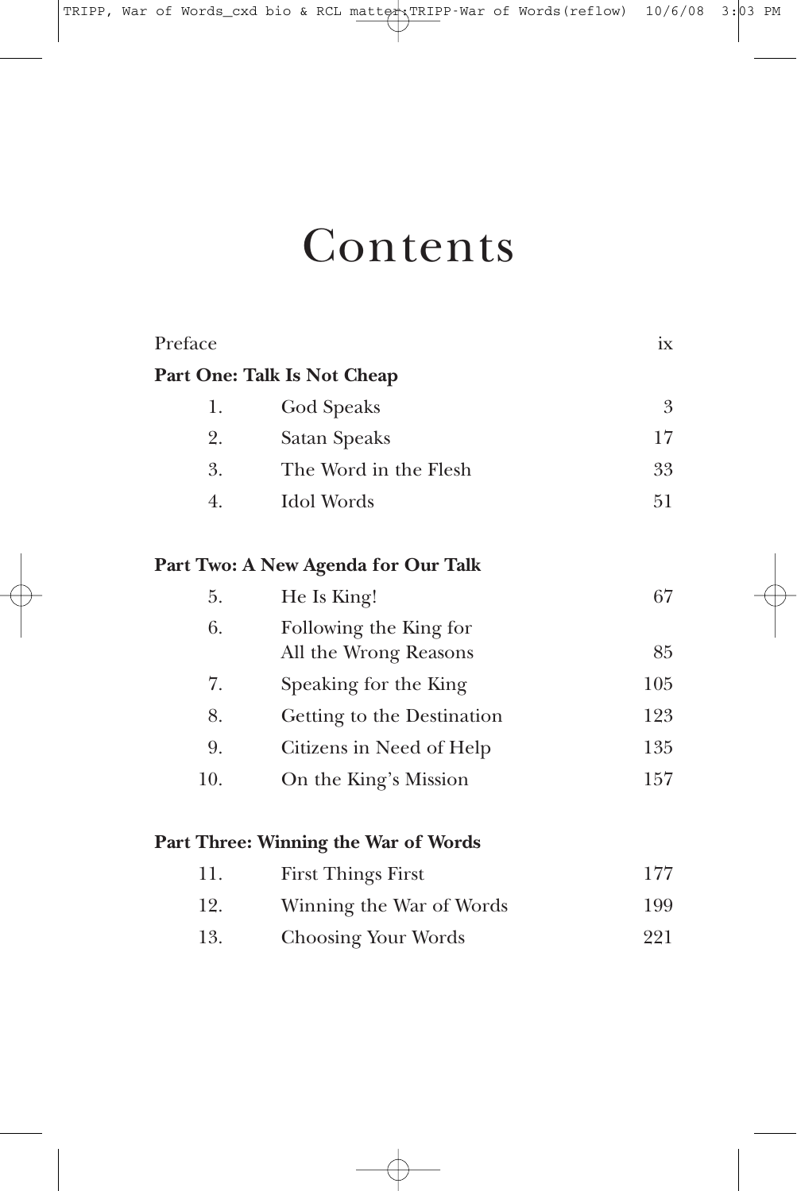# Contents

| | | |
|---|---|---|
| Preface | | ix |
| **Part One: Talk Is Not Cheap** | | |
| 1. | God Speaks | 3 |
| 2. | Satan Speaks | 17 |
| 3. | The Word in the Flesh | 33 |
| 4. | Idol Words | 51 |
| **Part Two: A New Agenda for Our Talk** | | |
| 5. | He Is King! | 67 |
| 6. | Following the King for All the Wrong Reasons | 85 |
| 7. | Speaking for the King | 105 |
| 8. | Getting to the Destination | 123 |
| 9. | Citizens in Need of Help | 135 |
| 10. | On the King's Mission | 157 |
| **Part Three: Winning the War of Words** | | |
| 11. | First Things First | 177 |
| 12. | Winning the War of Words | 199 |
| 13. | Choosing Your Words | 221 |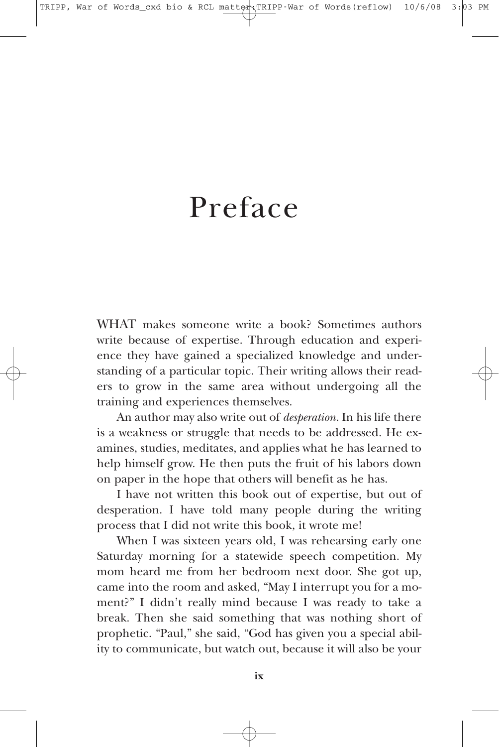# Preface

WHAT makes someone write a book? Sometimes authors write because of expertise. Through education and experience they have gained a specialized knowledge and understanding of a particular topic. Their writing allows their readers to grow in the same area without undergoing all the training and experiences themselves.

An author may also write out of *desperation.* In his life there is a weakness or struggle that needs to be addressed. He examines, studies, meditates, and applies what he has learned to help himself grow. He then puts the fruit of his labors down on paper in the hope that others will benefit as he has.

I have not written this book out of expertise, but out of desperation. I have told many people during the writing process that I did not write this book, it wrote me!

When I was sixteen years old, I was rehearsing early one Saturday morning for a statewide speech competition. My mom heard me from her bedroom next door. She got up, came into the room and asked, "May I interrupt you for a moment?" I didn't really mind because I was ready to take a break. Then she said something that was nothing short of prophetic. "Paul," she said, "God has given you a special ability to communicate, but watch out, because it will also be your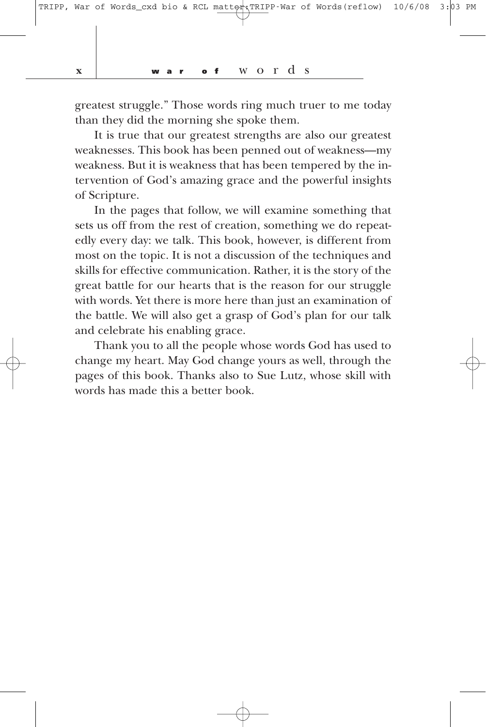greatest struggle." Those words ring much truer to me today than they did the morning she spoke them.

It is true that our greatest strengths are also our greatest weaknesses. This book has been penned out of weakness—my weakness. But it is weakness that has been tempered by the intervention of God's amazing grace and the powerful insights of Scripture.

In the pages that follow, we will examine something that sets us off from the rest of creation, something we do repeatedly every day: we talk. This book, however, is different from most on the topic. It is not a discussion of the techniques and skills for effective communication. Rather, it is the story of the great battle for our hearts that is the reason for our struggle with words. Yet there is more here than just an examination of the battle. We will also get a grasp of God's plan for our talk and celebrate his enabling grace.

Thank you to all the people whose words God has used to change my heart. May God change yours as well, through the pages of this book. Thanks also to Sue Lutz, whose skill with words has made this a better book.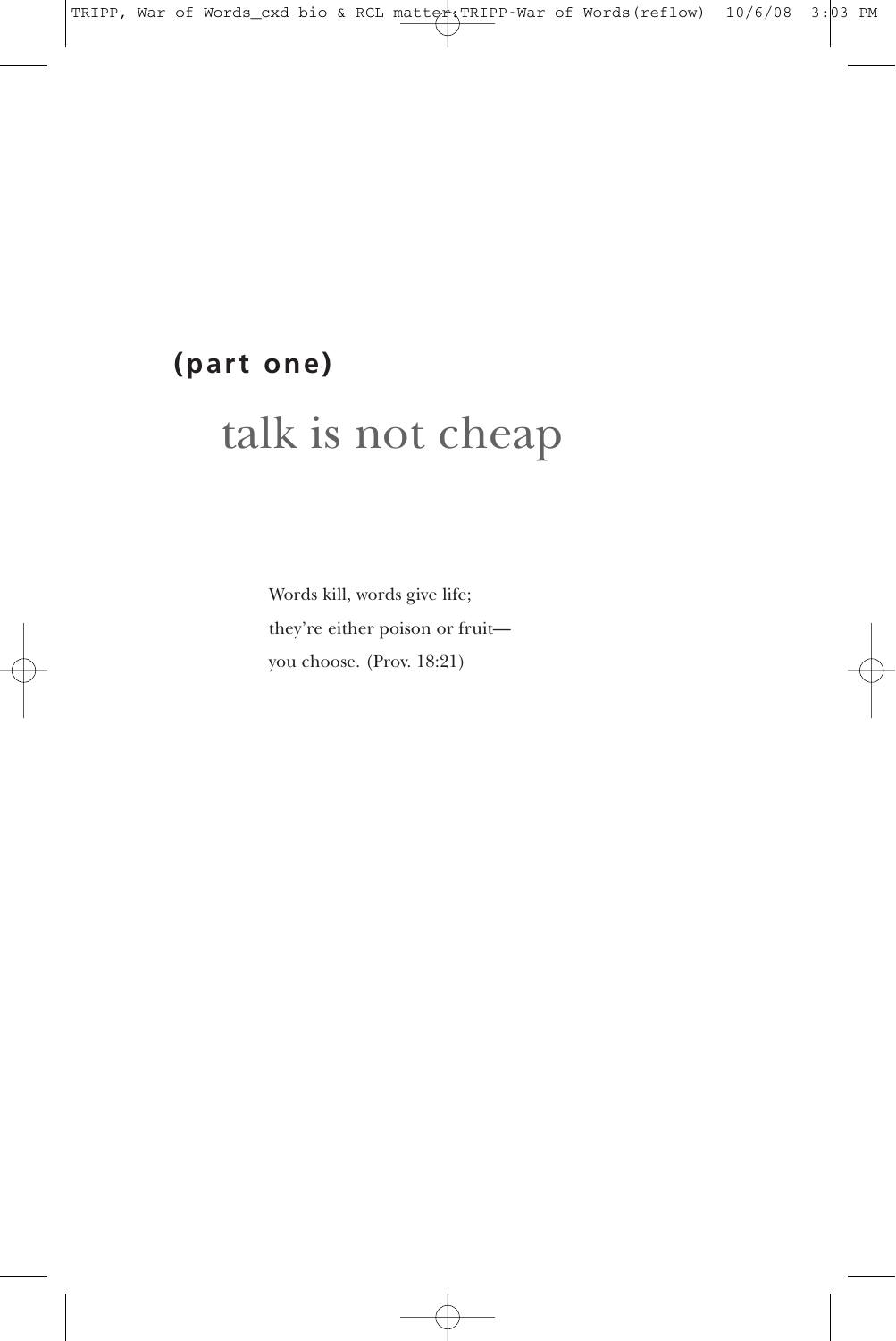**(part one)**

# talk is not cheap

Words kill, words give life;
they're either poison or fruit—
you choose. (Prov. 18:21)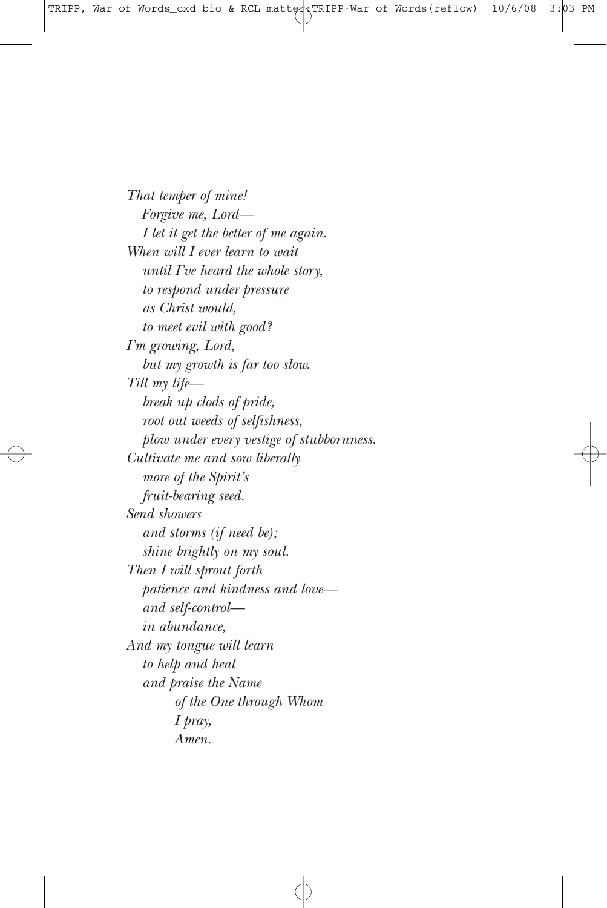*That temper of mine!*  
*Forgive me, Lord—*  
*I let it get the better of me again.*  
*When will I ever learn to wait*  
*until I've heard the whole story,*  
*to respond under pressure*  
*as Christ would,*  
*to meet evil with good?*  
*I'm growing, Lord,*  
*but my growth is far too slow.*  
*Till my life—*  
*break up clods of pride,*  
*root out weeds of selfishness,*  
*plow under every vestige of stubbornness.*  
*Cultivate me and sow liberally*  
*more of the Spirit's*  
*fruit-bearing seed.*  
*Send showers*  
*and storms (if need be);*  
*shine brightly on my soul.*  
*Then I will sprout forth*  
*patience and kindness and love—*  
*and self-control—*  
*in abundance,*  
*And my tongue will learn*  
*to help and heal*  
*and praise the Name*  
*of the One through Whom*  
*I pray,*  
*Amen.*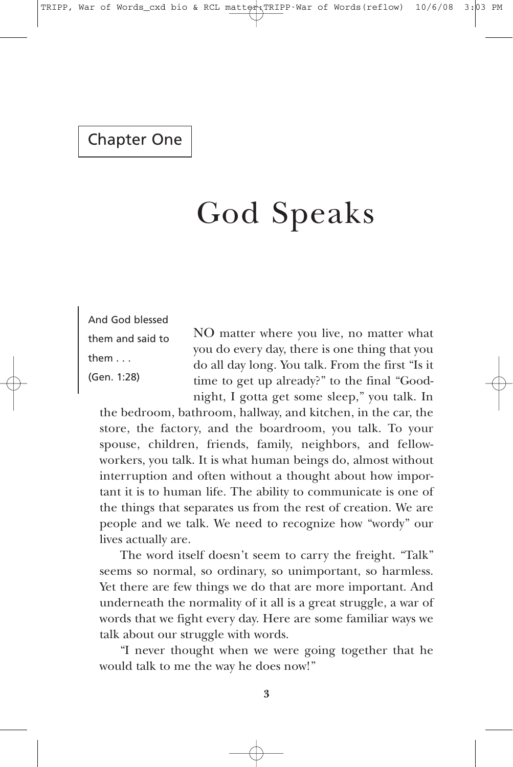Chapter One

# God Speaks

> And God blessed them and said to them . . .
> (Gen. 1:28)

NO matter where you live, no matter what you do every day, there is one thing that you do all day long. You talk. From the first "Is it time to get up already?" to the final "Good-night, I gotta get some sleep," you talk. In the bedroom, bathroom, hallway, and kitchen, in the car, the store, the factory, and the boardroom, you talk. To your spouse, children, friends, family, neighbors, and fellow-workers, you talk. It is what human beings do, almost without interruption and often without a thought about how important it is to human life. The ability to communicate is one of the things that separates us from the rest of creation. We are people and we talk. We need to recognize how "wordy" our lives actually are.

The word itself doesn't seem to carry the freight. "Talk" seems so normal, so ordinary, so unimportant, so harmless. Yet there are few things we do that are more important. And underneath the normality of it all is a great struggle, a war of words that we fight every day. Here are some familiar ways we talk about our struggle with words.

"I never thought when we were going together that he would talk to me the way he does now!"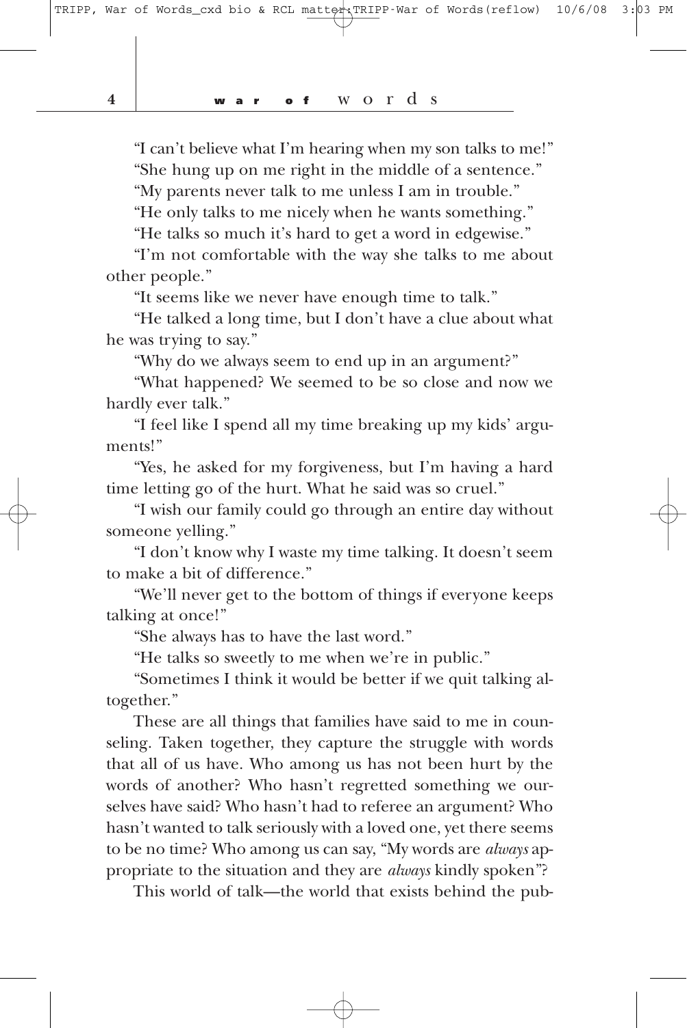"I can't believe what I'm hearing when my son talks to me!"

"She hung up on me right in the middle of a sentence."

"My parents never talk to me unless I am in trouble."

"He only talks to me nicely when he wants something."

"He talks so much it's hard to get a word in edgewise."

"I'm not comfortable with the way she talks to me about other people."

"It seems like we never have enough time to talk."

"He talked a long time, but I don't have a clue about what he was trying to say."

"Why do we always seem to end up in an argument?"

"What happened? We seemed to be so close and now we hardly ever talk."

"I feel like I spend all my time breaking up my kids' arguments!"

"Yes, he asked for my forgiveness, but I'm having a hard time letting go of the hurt. What he said was so cruel."

"I wish our family could go through an entire day without someone yelling."

"I don't know why I waste my time talking. It doesn't seem to make a bit of difference."

"We'll never get to the bottom of things if everyone keeps talking at once!"

"She always has to have the last word."

"He talks so sweetly to me when we're in public."

"Sometimes I think it would be better if we quit talking altogether."

These are all things that families have said to me in counseling. Taken together, they capture the struggle with words that all of us have. Who among us has not been hurt by the words of another? Who hasn't regretted something we ourselves have said? Who hasn't had to referee an argument? Who hasn't wanted to talk seriously with a loved one, yet there seems to be no time? Who among us can say, "My words are *always* appropriate to the situation and they are *always* kindly spoken"?

This world of talk—the world that exists behind the pub-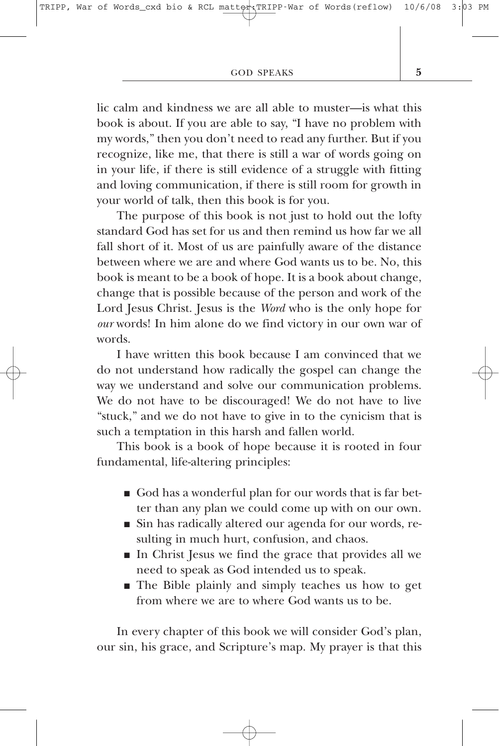lic calm and kindness we are all able to muster—is what this book is about. If you are able to say, "I have no problem with my words," then you don't need to read any further. But if you recognize, like me, that there is still a war of words going on in your life, if there is still evidence of a struggle with fitting and loving communication, if there is still room for growth in your world of talk, then this book is for you.

The purpose of this book is not just to hold out the lofty standard God has set for us and then remind us how far we all fall short of it. Most of us are painfully aware of the distance between where we are and where God wants us to be. No, this book is meant to be a book of hope. It is a book about change, change that is possible because of the person and work of the Lord Jesus Christ. Jesus is the *Word* who is the only hope for *our* words! In him alone do we find victory in our own war of words.

I have written this book because I am convinced that we do not understand how radically the gospel can change the way we understand and solve our communication problems. We do not have to be discouraged! We do not have to live "stuck," and we do not have to give in to the cynicism that is such a temptation in this harsh and fallen world.

This book is a book of hope because it is rooted in four fundamental, life-altering principles:

- God has a wonderful plan for our words that is far better than any plan we could come up with on our own.
- Sin has radically altered our agenda for our words, resulting in much hurt, confusion, and chaos.
- In Christ Jesus we find the grace that provides all we need to speak as God intended us to speak.
- The Bible plainly and simply teaches us how to get from where we are to where God wants us to be.

In every chapter of this book we will consider God's plan, our sin, his grace, and Scripture's map. My prayer is that this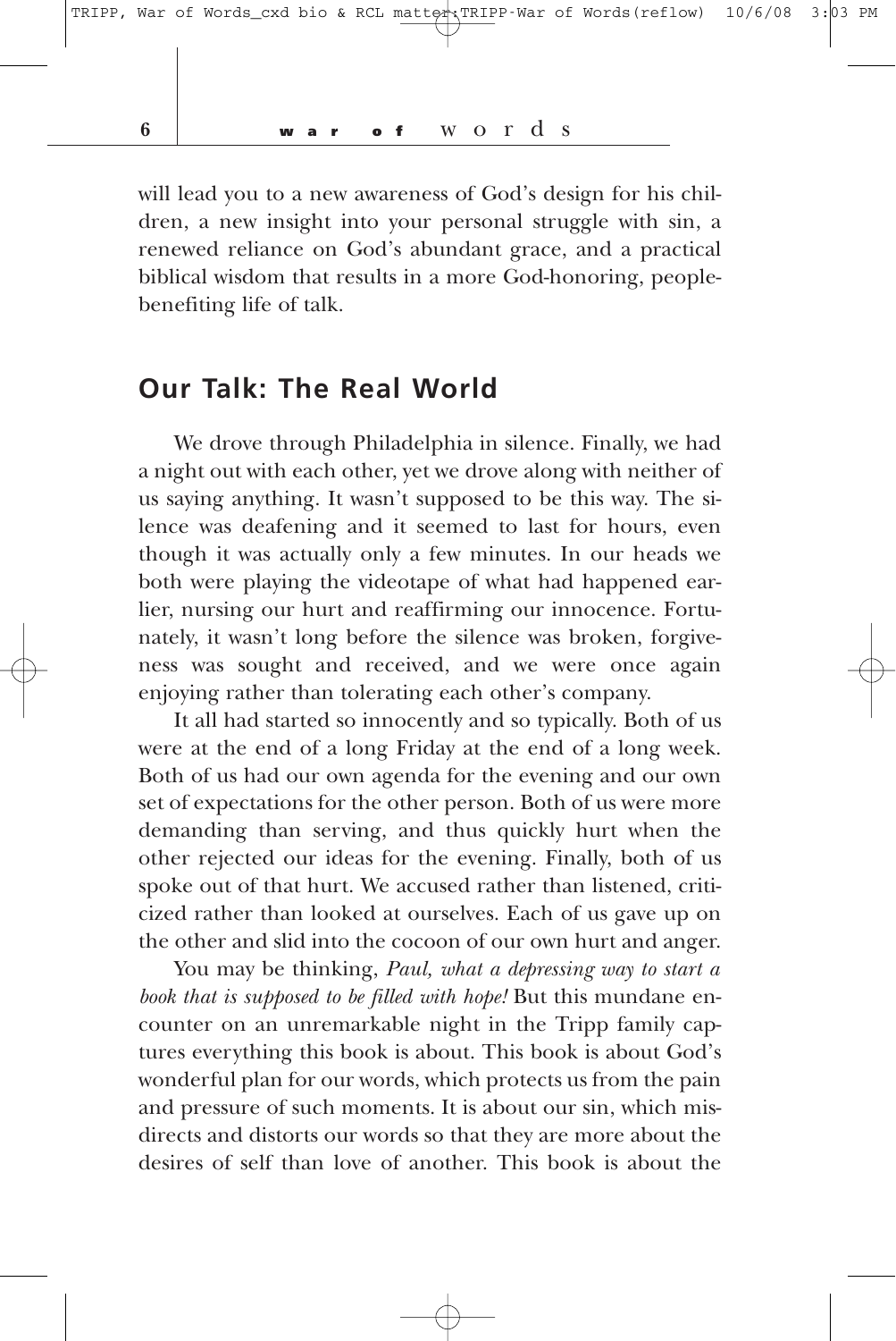will lead you to a new awareness of God's design for his children, a new insight into your personal struggle with sin, a renewed reliance on God's abundant grace, and a practical biblical wisdom that results in a more God-honoring, people-benefiting life of talk.

## Our Talk: The Real World

We drove through Philadelphia in silence. Finally, we had a night out with each other, yet we drove along with neither of us saying anything. It wasn't supposed to be this way. The silence was deafening and it seemed to last for hours, even though it was actually only a few minutes. In our heads we both were playing the videotape of what had happened earlier, nursing our hurt and reaffirming our innocence. Fortunately, it wasn't long before the silence was broken, forgiveness was sought and received, and we were once again enjoying rather than tolerating each other's company.

It all had started so innocently and so typically. Both of us were at the end of a long Friday at the end of a long week. Both of us had our own agenda for the evening and our own set of expectations for the other person. Both of us were more demanding than serving, and thus quickly hurt when the other rejected our ideas for the evening. Finally, both of us spoke out of that hurt. We accused rather than listened, criticized rather than looked at ourselves. Each of us gave up on the other and slid into the cocoon of our own hurt and anger.

You may be thinking, *Paul, what a depressing way to start a book that is supposed to be filled with hope!* But this mundane encounter on an unremarkable night in the Tripp family captures everything this book is about. This book is about God's wonderful plan for our words, which protects us from the pain and pressure of such moments. It is about our sin, which misdirects and distorts our words so that they are more about the desires of self than love of another. This book is about the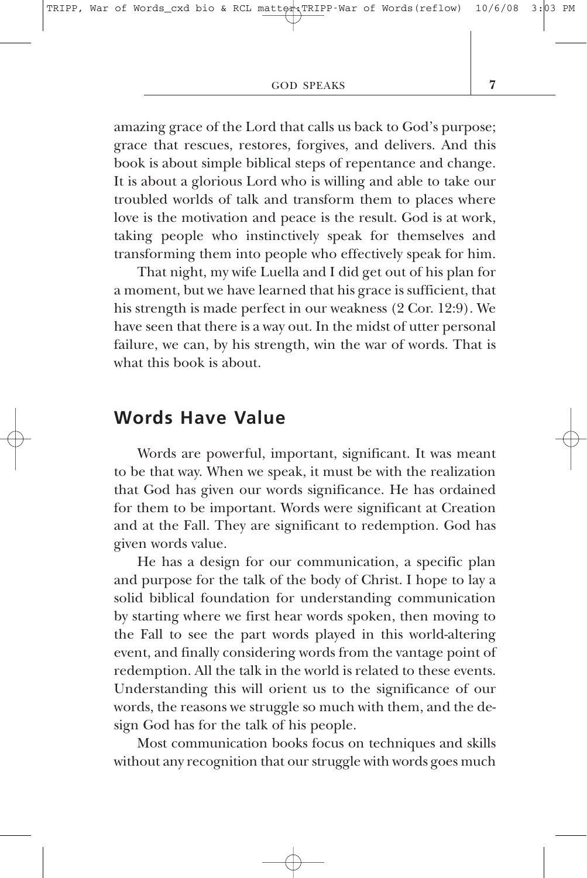amazing grace of the Lord that calls us back to God's purpose; grace that rescues, restores, forgives, and delivers. And this book is about simple biblical steps of repentance and change. It is about a glorious Lord who is willing and able to take our troubled worlds of talk and transform them to places where love is the motivation and peace is the result. God is at work, taking people who instinctively speak for themselves and transforming them into people who effectively speak for him.

That night, my wife Luella and I did get out of his plan for a moment, but we have learned that his grace is sufficient, that his strength is made perfect in our weakness (2 Cor. 12:9). We have seen that there is a way out. In the midst of utter personal failure, we can, by his strength, win the war of words. That is what this book is about.

## Words Have Value

Words are powerful, important, significant. It was meant to be that way. When we speak, it must be with the realization that God has given our words significance. He has ordained for them to be important. Words were significant at Creation and at the Fall. They are significant to redemption. God has given words value.

He has a design for our communication, a specific plan and purpose for the talk of the body of Christ. I hope to lay a solid biblical foundation for understanding communication by starting where we first hear words spoken, then moving to the Fall to see the part words played in this world-altering event, and finally considering words from the vantage point of redemption. All the talk in the world is related to these events. Understanding this will orient us to the significance of our words, the reasons we struggle so much with them, and the design God has for the talk of his people.

Most communication books focus on techniques and skills without any recognition that our struggle with words goes much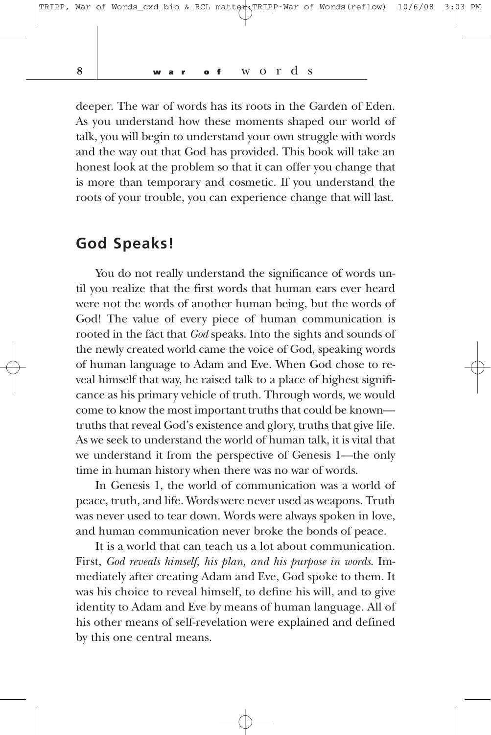deeper. The war of words has its roots in the Garden of Eden. As you understand how these moments shaped our world of talk, you will begin to understand your own struggle with words and the way out that God has provided. This book will take an honest look at the problem so that it can offer you change that is more than temporary and cosmetic. If you understand the roots of your trouble, you can experience change that will last.

## God Speaks!

You do not really understand the significance of words until you realize that the first words that human ears ever heard were not the words of another human being, but the words of God! The value of every piece of human communication is rooted in the fact that *God* speaks. Into the sights and sounds of the newly created world came the voice of God, speaking words of human language to Adam and Eve. When God chose to reveal himself that way, he raised talk to a place of highest significance as his primary vehicle of truth. Through words, we would come to know the most important truths that could be known—truths that reveal God's existence and glory, truths that give life. As we seek to understand the world of human talk, it is vital that we understand it from the perspective of Genesis 1—the only time in human history when there was no war of words.

In Genesis 1, the world of communication was a world of peace, truth, and life. Words were never used as weapons. Truth was never used to tear down. Words were always spoken in love, and human communication never broke the bonds of peace.

It is a world that can teach us a lot about communication. First, *God reveals himself, his plan, and his purpose in words.* Immediately after creating Adam and Eve, God spoke to them. It was his choice to reveal himself, to define his will, and to give identity to Adam and Eve by means of human language. All of his other means of self-revelation were explained and defined by this one central means.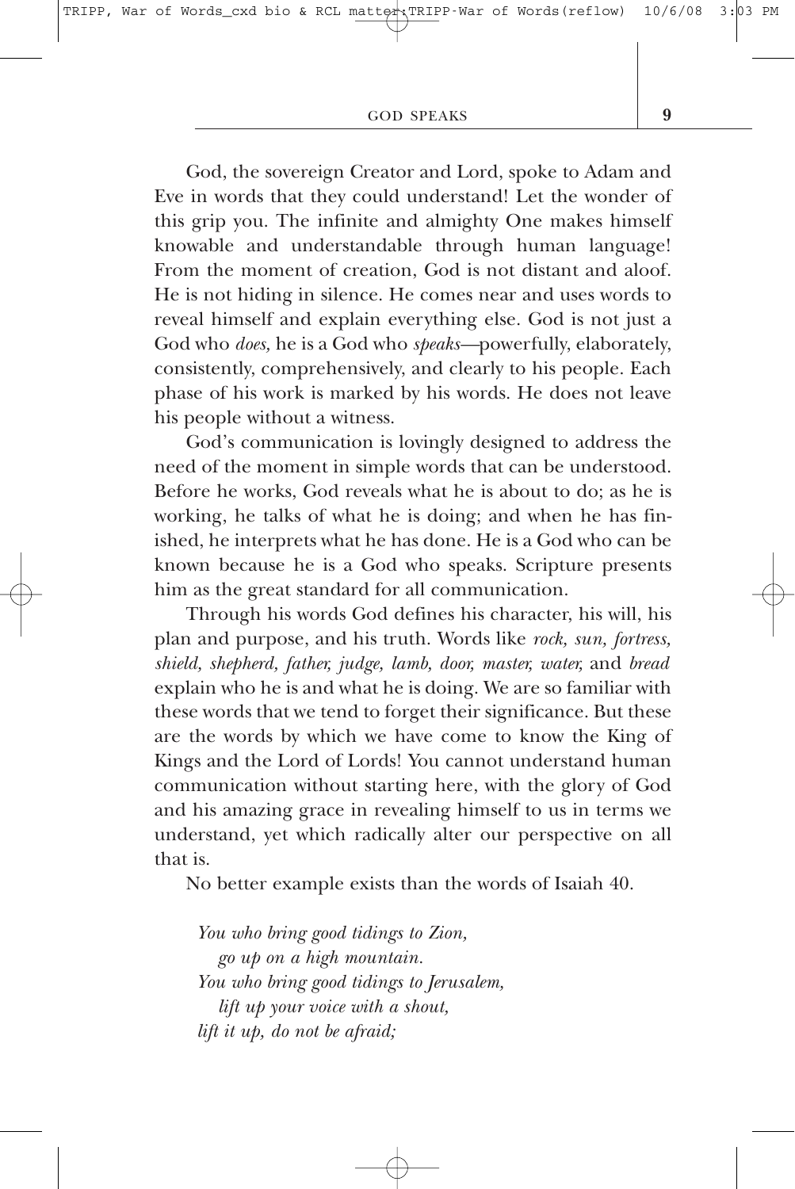God, the sovereign Creator and Lord, spoke to Adam and Eve in words that they could understand! Let the wonder of this grip you. The infinite and almighty One makes himself knowable and understandable through human language! From the moment of creation, God is not distant and aloof. He is not hiding in silence. He comes near and uses words to reveal himself and explain everything else. God is not just a God who *does,* he is a God who *speaks*—powerfully, elaborately, consistently, comprehensively, and clearly to his people. Each phase of his work is marked by his words. He does not leave his people without a witness.

God's communication is lovingly designed to address the need of the moment in simple words that can be understood. Before he works, God reveals what he is about to do; as he is working, he talks of what he is doing; and when he has finished, he interprets what he has done. He is a God who can be known because he is a God who speaks. Scripture presents him as the great standard for all communication.

Through his words God defines his character, his will, his plan and purpose, and his truth. Words like *rock, sun, fortress, shield, shepherd, father, judge, lamb, door, master, water,* and *bread* explain who he is and what he is doing. We are so familiar with these words that we tend to forget their significance. But these are the words by which we have come to know the King of Kings and the Lord of Lords! You cannot understand human communication without starting here, with the glory of God and his amazing grace in revealing himself to us in terms we understand, yet which radically alter our perspective on all that is.

No better example exists than the words of Isaiah 40.

> *You who bring good tidings to Zion,*
> *go up on a high mountain.*
> *You who bring good tidings to Jerusalem,*
> *lift up your voice with a shout,*
> *lift it up, do not be afraid;*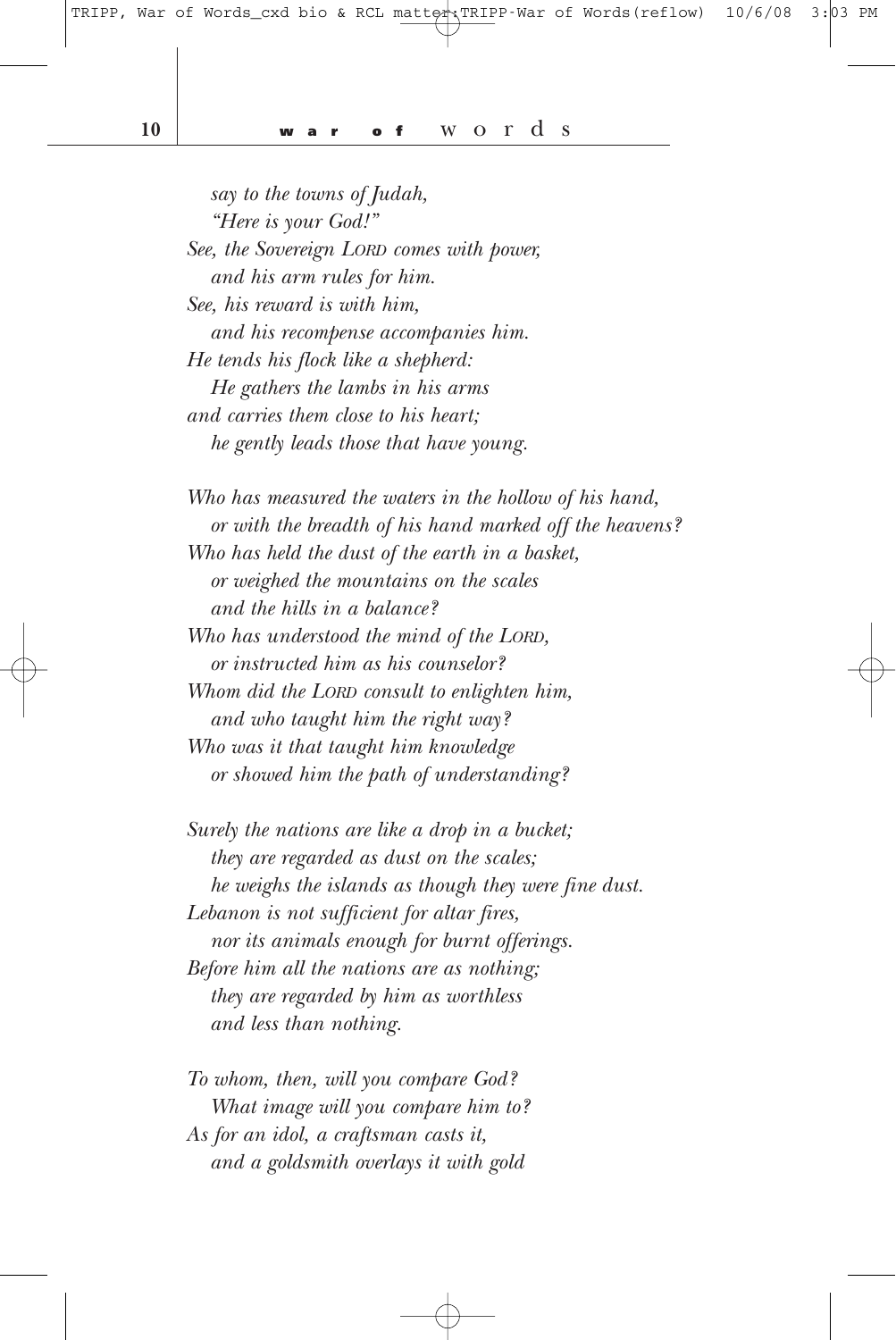*say to the towns of Judah,*
*"Here is your God!"*
*See, the Sovereign LORD comes with power,*
*and his arm rules for him.*
*See, his reward is with him,*
*and his recompense accompanies him.*
*He tends his flock like a shepherd:*
*He gathers the lambs in his arms*
*and carries them close to his heart;*
*he gently leads those that have young.*

*Who has measured the waters in the hollow of his hand,*
*or with the breadth of his hand marked off the heavens?*
*Who has held the dust of the earth in a basket,*
*or weighed the mountains on the scales*
*and the hills in a balance?*
*Who has understood the mind of the LORD,*
*or instructed him as his counselor?*
*Whom did the LORD consult to enlighten him,*
*and who taught him the right way?*
*Who was it that taught him knowledge*
*or showed him the path of understanding?*

*Surely the nations are like a drop in a bucket;*
*they are regarded as dust on the scales;*
*he weighs the islands as though they were fine dust.*
*Lebanon is not sufficient for altar fires,*
*nor its animals enough for burnt offerings.*
*Before him all the nations are as nothing;*
*they are regarded by him as worthless*
*and less than nothing.*

*To whom, then, will you compare God?*
*What image will you compare him to?*
*As for an idol, a craftsman casts it,*
*and a goldsmith overlays it with gold*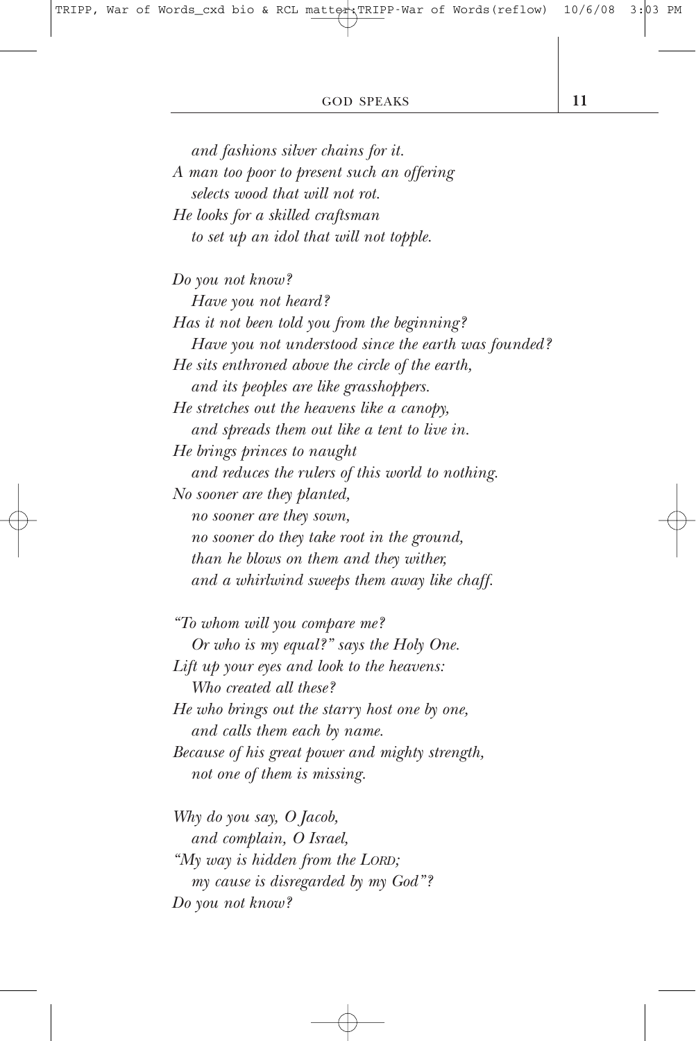*and fashions silver chains for it.*  
*A man too poor to present such an offering*  
*selects wood that will not rot.*  
*He looks for a skilled craftsman*  
*to set up an idol that will not topple.*

*Do you not know?*  
*Have you not heard?*  
*Has it not been told you from the beginning?*  
*Have you not understood since the earth was founded?*  
*He sits enthroned above the circle of the earth,*  
*and its peoples are like grasshoppers.*  
*He stretches out the heavens like a canopy,*  
*and spreads them out like a tent to live in.*  
*He brings princes to naught*  
*and reduces the rulers of this world to nothing.*  
*No sooner are they planted,*  
*no sooner are they sown,*  
*no sooner do they take root in the ground,*  
*than he blows on them and they wither,*  
*and a whirlwind sweeps them away like chaff.*

*"To whom will you compare me?*  
*Or who is my equal?" says the Holy One.*  
*Lift up your eyes and look to the heavens:*  
*Who created all these?*  
*He who brings out the starry host one by one,*  
*and calls them each by name.*  
*Because of his great power and mighty strength,*  
*not one of them is missing.*

*Why do you say, O Jacob,*  
*and complain, O Israel,*  
*"My way is hidden from the LORD;*  
*my cause is disregarded by my God"?*  
*Do you not know?*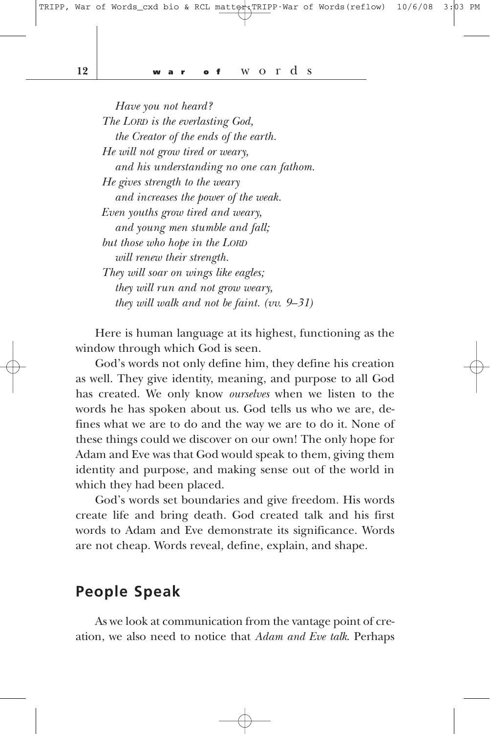*Have you not heard?*
*The* LORD *is the everlasting God,*
*the Creator of the ends of the earth.*
*He will not grow tired or weary,*
*and his understanding no one can fathom.*
*He gives strength to the weary*
*and increases the power of the weak.*
*Even youths grow tired and weary,*
*and young men stumble and fall;*
*but those who hope in the* LORD
*will renew their strength.*
*They will soar on wings like eagles;*
*they will run and not grow weary,*
*they will walk and not be faint. (vv. 9–31)*

Here is human language at its highest, functioning as the window through which God is seen.

God's words not only define him, they define his creation as well. They give identity, meaning, and purpose to all God has created. We only know *ourselves* when we listen to the words he has spoken about us. God tells us who we are, defines what we are to do and the way we are to do it. None of these things could we discover on our own! The only hope for Adam and Eve was that God would speak to them, giving them identity and purpose, and making sense out of the world in which they had been placed.

God's words set boundaries and give freedom. His words create life and bring death. God created talk and his first words to Adam and Eve demonstrate its significance. Words are not cheap. Words reveal, define, explain, and shape.

## People Speak

As we look at communication from the vantage point of creation, we also need to notice that *Adam and Eve talk*. Perhaps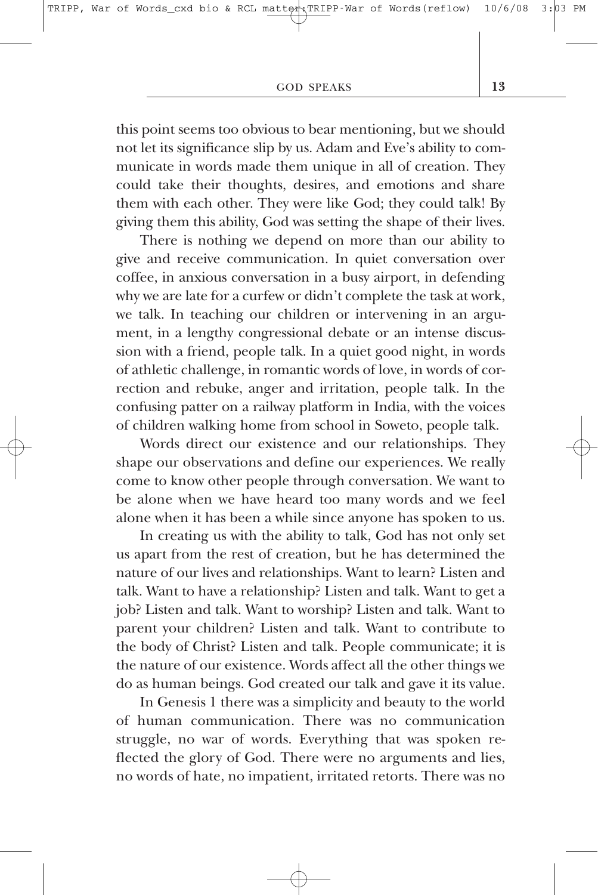this point seems too obvious to bear mentioning, but we should not let its significance slip by us. Adam and Eve's ability to communicate in words made them unique in all of creation. They could take their thoughts, desires, and emotions and share them with each other. They were like God; they could talk! By giving them this ability, God was setting the shape of their lives.

There is nothing we depend on more than our ability to give and receive communication. In quiet conversation over coffee, in anxious conversation in a busy airport, in defending why we are late for a curfew or didn't complete the task at work, we talk. In teaching our children or intervening in an argument, in a lengthy congressional debate or an intense discussion with a friend, people talk. In a quiet good night, in words of athletic challenge, in romantic words of love, in words of correction and rebuke, anger and irritation, people talk. In the confusing patter on a railway platform in India, with the voices of children walking home from school in Soweto, people talk.

Words direct our existence and our relationships. They shape our observations and define our experiences. We really come to know other people through conversation. We want to be alone when we have heard too many words and we feel alone when it has been a while since anyone has spoken to us.

In creating us with the ability to talk, God has not only set us apart from the rest of creation, but he has determined the nature of our lives and relationships. Want to learn? Listen and talk. Want to have a relationship? Listen and talk. Want to get a job? Listen and talk. Want to worship? Listen and talk. Want to parent your children? Listen and talk. Want to contribute to the body of Christ? Listen and talk. People communicate; it is the nature of our existence. Words affect all the other things we do as human beings. God created our talk and gave it its value.

In Genesis 1 there was a simplicity and beauty to the world of human communication. There was no communication struggle, no war of words. Everything that was spoken reflected the glory of God. There were no arguments and lies, no words of hate, no impatient, irritated retorts. There was no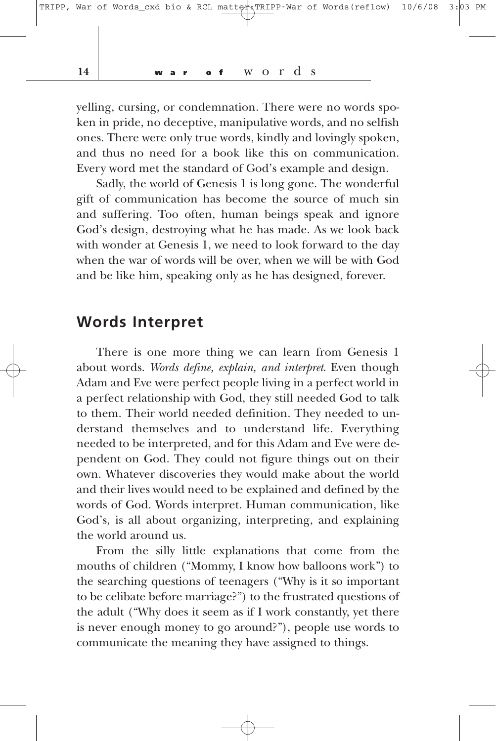yelling, cursing, or condemnation. There were no words spoken in pride, no deceptive, manipulative words, and no selfish ones. There were only true words, kindly and lovingly spoken, and thus no need for a book like this on communication. Every word met the standard of God's example and design.

Sadly, the world of Genesis 1 is long gone. The wonderful gift of communication has become the source of much sin and suffering. Too often, human beings speak and ignore God's design, destroying what he has made. As we look back with wonder at Genesis 1, we need to look forward to the day when the war of words will be over, when we will be with God and be like him, speaking only as he has designed, forever.

## Words Interpret

There is one more thing we can learn from Genesis 1 about words. *Words define, explain, and interpret.* Even though Adam and Eve were perfect people living in a perfect world in a perfect relationship with God, they still needed God to talk to them. Their world needed definition. They needed to understand themselves and to understand life. Everything needed to be interpreted, and for this Adam and Eve were dependent on God. They could not figure things out on their own. Whatever discoveries they would make about the world and their lives would need to be explained and defined by the words of God. Words interpret. Human communication, like God's, is all about organizing, interpreting, and explaining the world around us.

From the silly little explanations that come from the mouths of children ("Mommy, I know how balloons work") to the searching questions of teenagers ("Why is it so important to be celibate before marriage?") to the frustrated questions of the adult ("Why does it seem as if I work constantly, yet there is never enough money to go around?"), people use words to communicate the meaning they have assigned to things.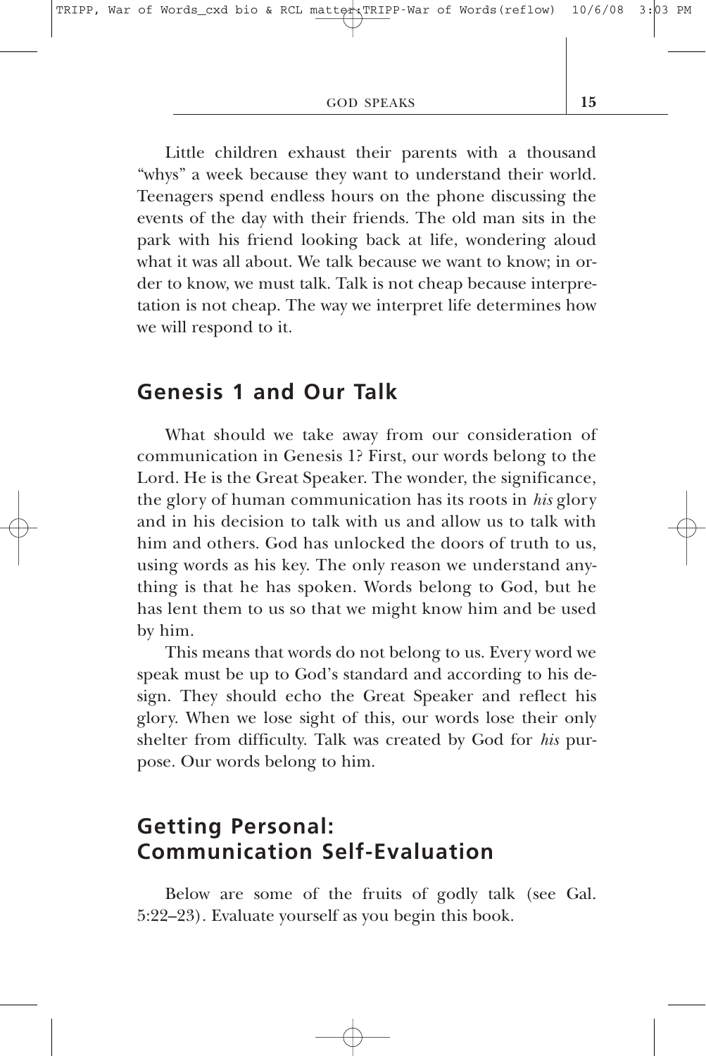Little children exhaust their parents with a thousand "whys" a week because they want to understand their world. Teenagers spend endless hours on the phone discussing the events of the day with their friends. The old man sits in the park with his friend looking back at life, wondering aloud what it was all about. We talk because we want to know; in order to know, we must talk. Talk is not cheap because interpretation is not cheap. The way we interpret life determines how we will respond to it.

## Genesis 1 and Our Talk

What should we take away from our consideration of communication in Genesis 1? First, our words belong to the Lord. He is the Great Speaker. The wonder, the significance, the glory of human communication has its roots in *his* glory and in his decision to talk with us and allow us to talk with him and others. God has unlocked the doors of truth to us, using words as his key. The only reason we understand anything is that he has spoken. Words belong to God, but he has lent them to us so that we might know him and be used by him.

This means that words do not belong to us. Every word we speak must be up to God's standard and according to his design. They should echo the Great Speaker and reflect his glory. When we lose sight of this, our words lose their only shelter from difficulty. Talk was created by God for *his* purpose. Our words belong to him.

## Getting Personal: Communication Self-Evaluation

Below are some of the fruits of godly talk (see Gal. 5:22–23). Evaluate yourself as you begin this book.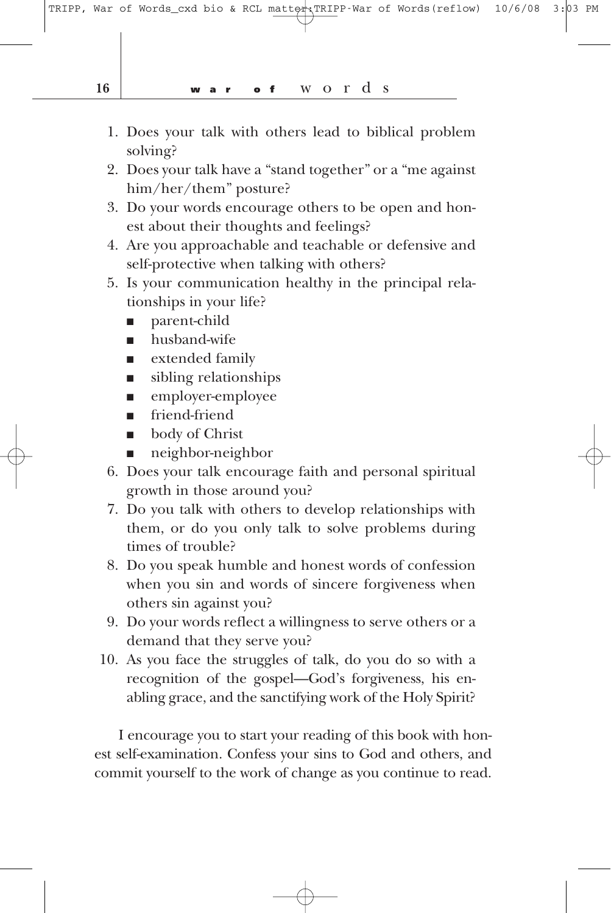1. Does your talk with others lead to biblical problem solving?
2. Does your talk have a "stand together" or a "me against him/her/them" posture?
3. Do your words encourage others to be open and honest about their thoughts and feelings?
4. Are you approachable and teachable or defensive and self-protective when talking with others?
5. Is your communication healthy in the principal relationships in your life?
   - parent-child
   - husband-wife
   - extended family
   - sibling relationships
   - employer-employee
   - friend-friend
   - body of Christ
   - neighbor-neighbor
6. Does your talk encourage faith and personal spiritual growth in those around you?
7. Do you talk with others to develop relationships with them, or do you only talk to solve problems during times of trouble?
8. Do you speak humble and honest words of confession when you sin and words of sincere forgiveness when others sin against you?
9. Do your words reflect a willingness to serve others or a demand that they serve you?
10. As you face the struggles of talk, do you do so with a recognition of the gospel—God's forgiveness, his enabling grace, and the sanctifying work of the Holy Spirit?

I encourage you to start your reading of this book with honest self-examination. Confess your sins to God and others, and commit yourself to the work of change as you continue to read.